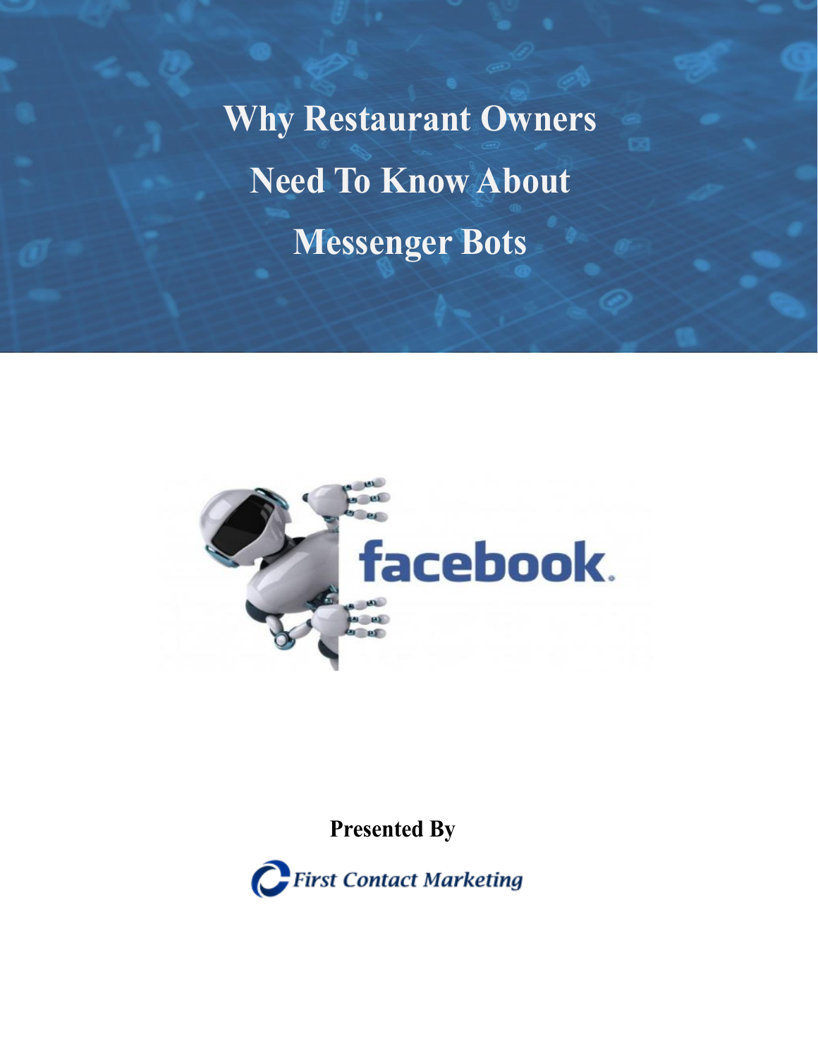# Why Restaurant Owners Need To Know About Messenger Bots

**Presented By**

First Contact Marketing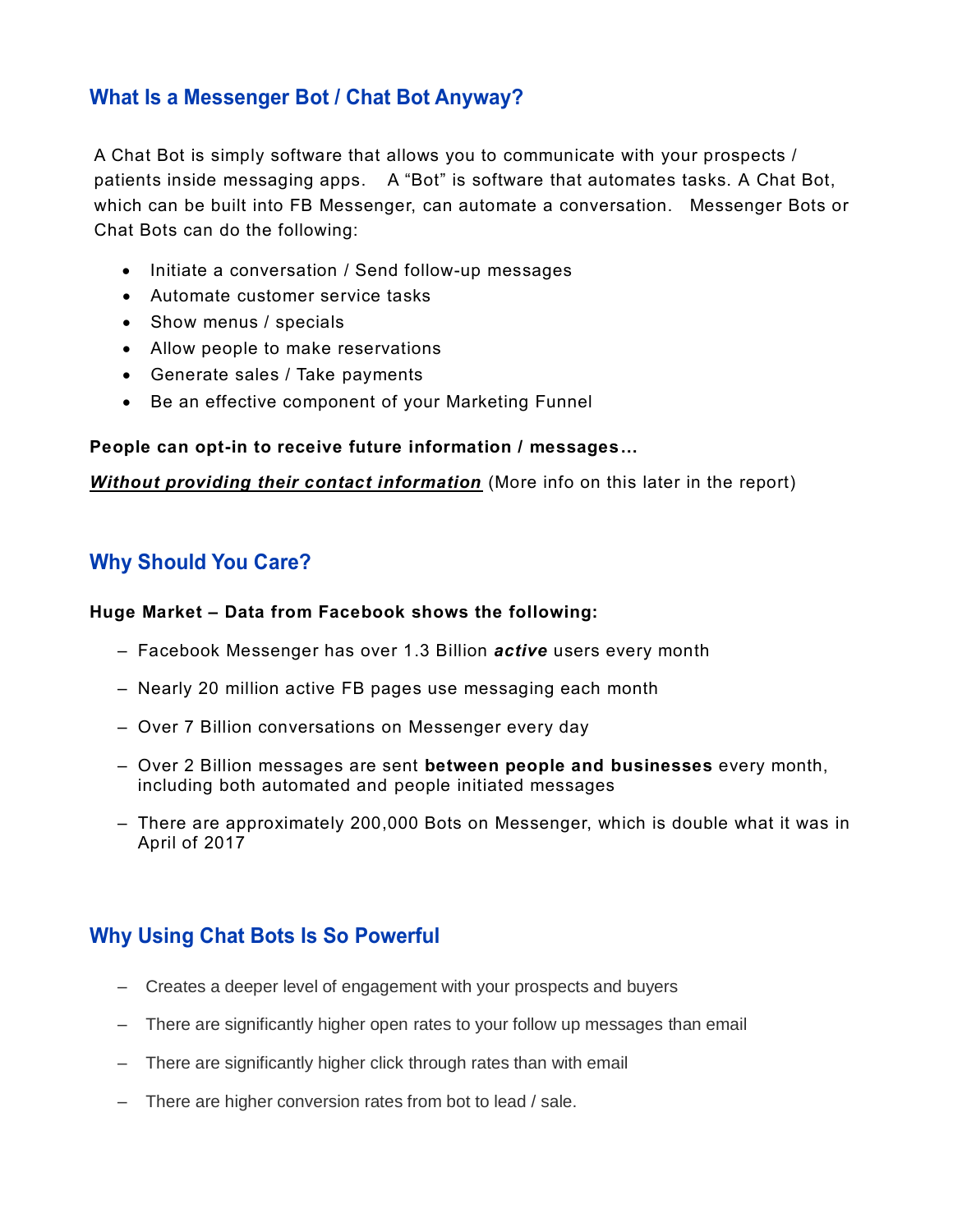## What Is a Messenger Bot / Chat Bot Anyway?

A Chat Bot is simply software that allows you to communicate with your prospects / patients inside messaging apps. A "Bot" is software that automates tasks. A Chat Bot, which can be built into FB Messenger, can automate a conversation. Messenger Bots or Chat Bots can do the following:

- Initiate a conversation / Send follow-up messages
- Automate customer service tasks
- Show menus / specials
- Allow people to make reservations
- Generate sales / Take payments
- Be an effective component of your Marketing Funnel

**People can opt-in to receive future information / messages…**

***<u>Without providing their contact information</u>*** (More info on this later in the report)

## Why Should You Care?

**Huge Market – Data from Facebook shows the following:**

- Facebook Messenger has over 1.3 Billion ***active*** users every month
- Nearly 20 million active FB pages use messaging each month
- Over 7 Billion conversations on Messenger every day
- Over 2 Billion messages are sent **between people and businesses** every month, including both automated and people initiated messages
- There are approximately 200,000 Bots on Messenger, which is double what it was in April of 2017

## Why Using Chat Bots Is So Powerful

- Creates a deeper level of engagement with your prospects and buyers
- There are significantly higher open rates to your follow up messages than email
- There are significantly higher click through rates than with email
- There are higher conversion rates from bot to lead / sale.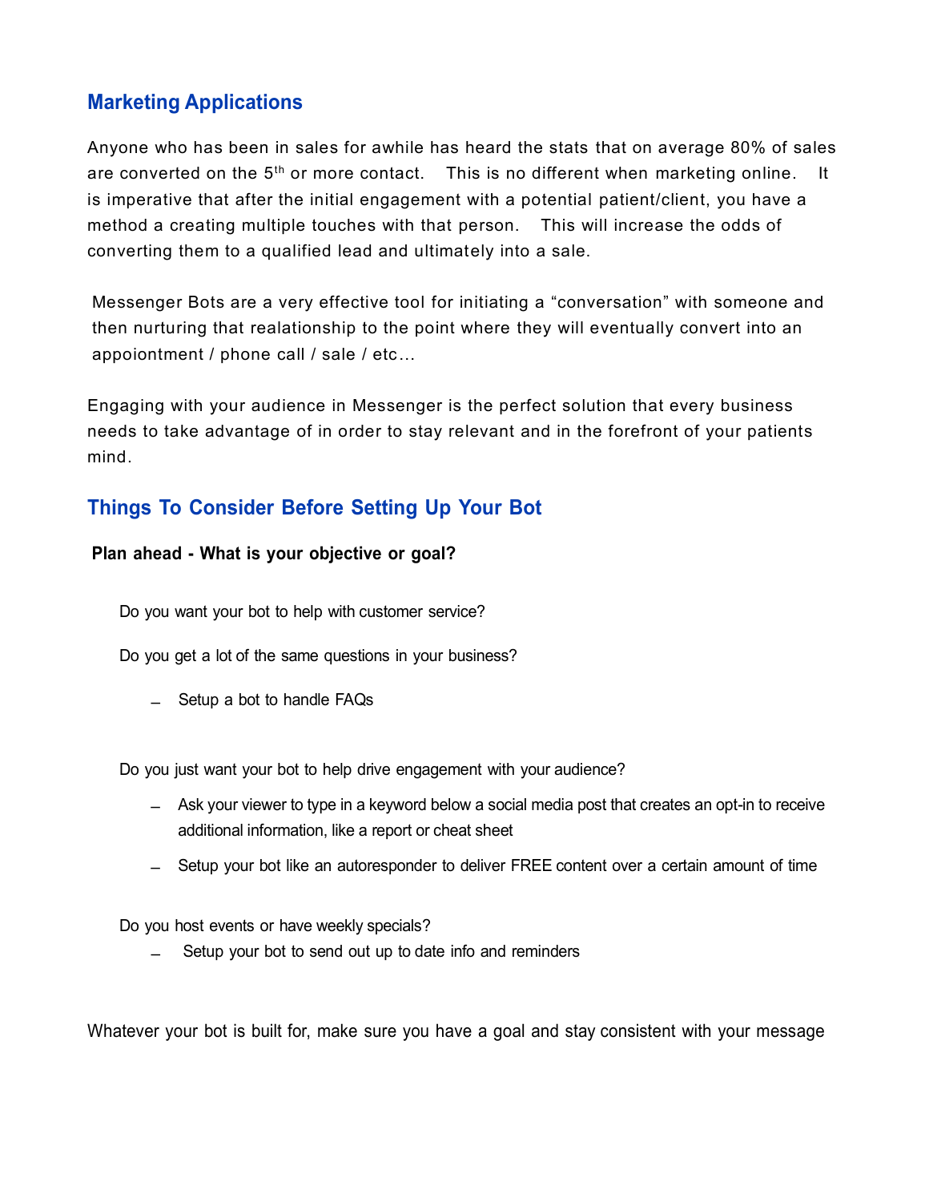## Marketing Applications

Anyone who has been in sales for awhile has heard the stats that on average 80% of sales are converted on the 5th or more contact. This is no different when marketing online. It is imperative that after the initial engagement with a potential patient/client, you have a method a creating multiple touches with that person. This will increase the odds of converting them to a qualified lead and ultimately into a sale.

Messenger Bots are a very effective tool for initiating a "conversation" with someone and then nurturing that realationship to the point where they will eventually convert into an appoiontment / phone call / sale / etc...

Engaging with your audience in Messenger is the perfect solution that every business needs to take advantage of in order to stay relevant and in the forefront of your patients mind.

## Things To Consider Before Setting Up Your Bot

**Plan ahead - What is your objective or goal?**

Do you want your bot to help with customer service?

Do you get a lot of the same questions in your business?

- Setup a bot to handle FAQs

Do you just want your bot to help drive engagement with your audience?

- Ask your viewer to type in a keyword below a social media post that creates an opt-in to receive additional information, like a report or cheat sheet
- Setup your bot like an autoresponder to deliver FREE content over a certain amount of time

Do you host events or have weekly specials?

- Setup your bot to send out up to date info and reminders

Whatever your bot is built for, make sure you have a goal and stay consistent with your message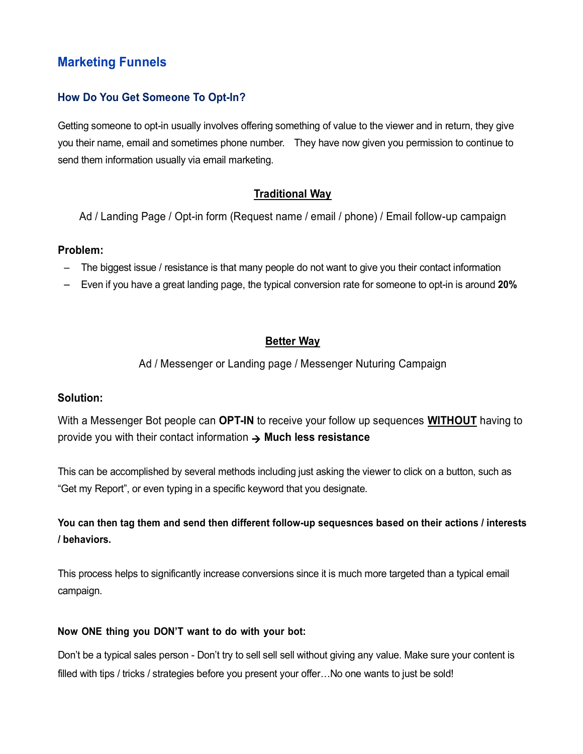## Marketing Funnels

### How Do You Get Someone To Opt-In?

Getting someone to opt-in usually involves offering something of value to the viewer and in return, they give you their name, email and sometimes phone number. They have now given you permission to continue to send them information usually via email marketing.

**<u>Traditional Way</u>**

Ad / Landing Page / Opt-in form (Request name / email / phone) / Email follow-up campaign

**Problem:**

- The biggest issue / resistance is that many people do not want to give you their contact information
- Even if you have a great landing page, the typical conversion rate for someone to opt-in is around **20%**

**<u>Better Way</u>**

Ad / Messenger or Landing page / Messenger Nuturing Campaign

**Solution:**

With a Messenger Bot people can **OPT-IN** to receive your follow up sequences **<u>WITHOUT</u>** having to provide you with their contact information → **Much less resistance**

This can be accomplished by several methods including just asking the viewer to click on a button, such as "Get my Report", or even typing in a specific keyword that you designate.

**You can then tag them and send then different follow-up sequesnces based on their actions / interests / behaviors.**

This process helps to significantly increase conversions since it is much more targeted than a typical email campaign.

**Now ONE thing you DON'T want to do with your bot:**

Don't be a typical sales person - Don't try to sell sell sell without giving any value. Make sure your content is filled with tips / tricks / strategies before you present your offer…No one wants to just be sold!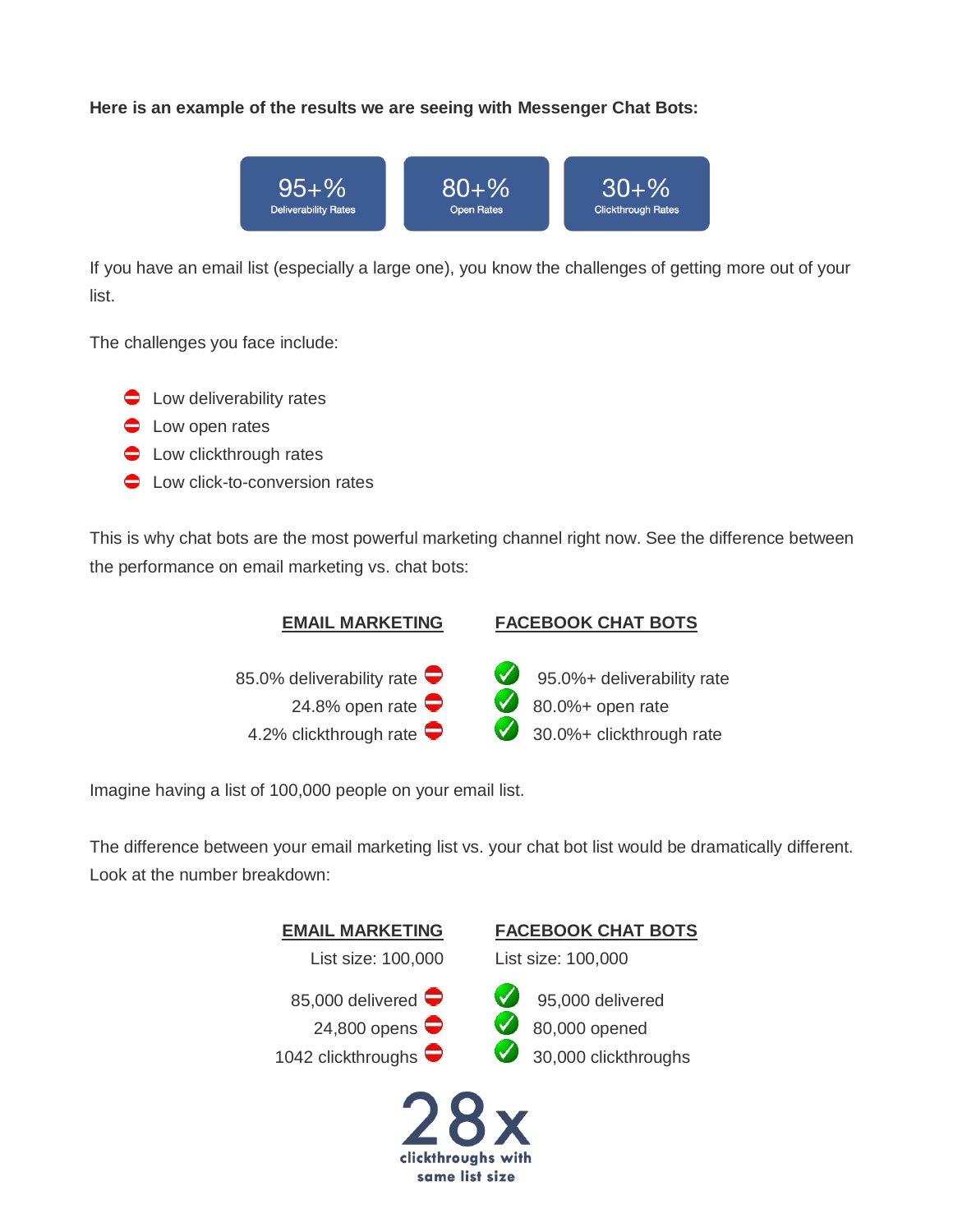**Here is an example of the results we are seeing with Messenger Chat Bots:**

| 95+% | 80+% | 30+% |
|---|---|---|
| Deliverability Rates | Open Rates | Clickthrough Rates |

If you have an email list (especially a large one), you know the challenges of getting more out of your list.

The challenges you face include:

- Low deliverability rates
- Low open rates
- Low clickthrough rates
- Low click-to-conversion rates

This is why chat bots are the most powerful marketing channel right now. See the difference between the performance on email marketing vs. chat bots:

| EMAIL MARKETING | FACEBOOK CHAT BOTS |
|---|---|
| 85.0% deliverability rate | 95.0%+ deliverability rate |
| 24.8% open rate | 80.0%+ open rate |
| 4.2% clickthrough rate | 30.0%+ clickthrough rate |

Imagine having a list of 100,000 people on your email list.

The difference between your email marketing list vs. your chat bot list would be dramatically different. Look at the number breakdown:

| EMAIL MARKETING | FACEBOOK CHAT BOTS |
|---|---|
| List size: 100,000 | List size: 100,000 |
| 85,000 delivered | 95,000 delivered |
| 24,800 opens | 80,000 opened |
| 1042 clickthroughs | 30,000 clickthroughs |

**28x**

**clickthroughs with same list size**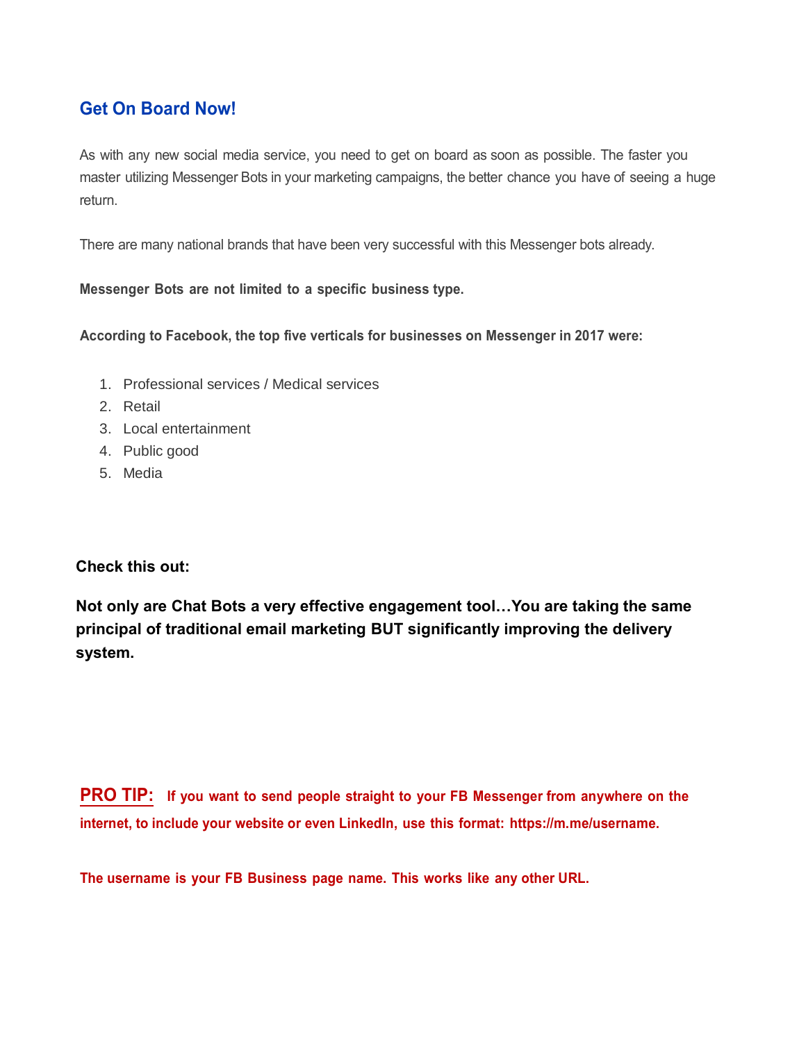## Get On Board Now!

As with any new social media service, you need to get on board as soon as possible. The faster you master utilizing Messenger Bots in your marketing campaigns, the better chance you have of seeing a huge return.

There are many national brands that have been very successful with this Messenger bots already.

**Messenger Bots are not limited to a specific business type.**

**According to Facebook, the top five verticals for businesses on Messenger in 2017 were:**

1. Professional services / Medical services
2. Retail
3. Local entertainment
4. Public good
5. Media

**Check this out:**

**Not only are Chat Bots a very effective engagement tool…You are taking the same principal of traditional email marketing BUT significantly improving the delivery system.**

**PRO TIP:** **If you want to send people straight to your FB Messenger from anywhere on the internet, to include your website or even LinkedIn, use this format: https://m.me/username.**

**The username is your FB Business page name. This works like any other URL.**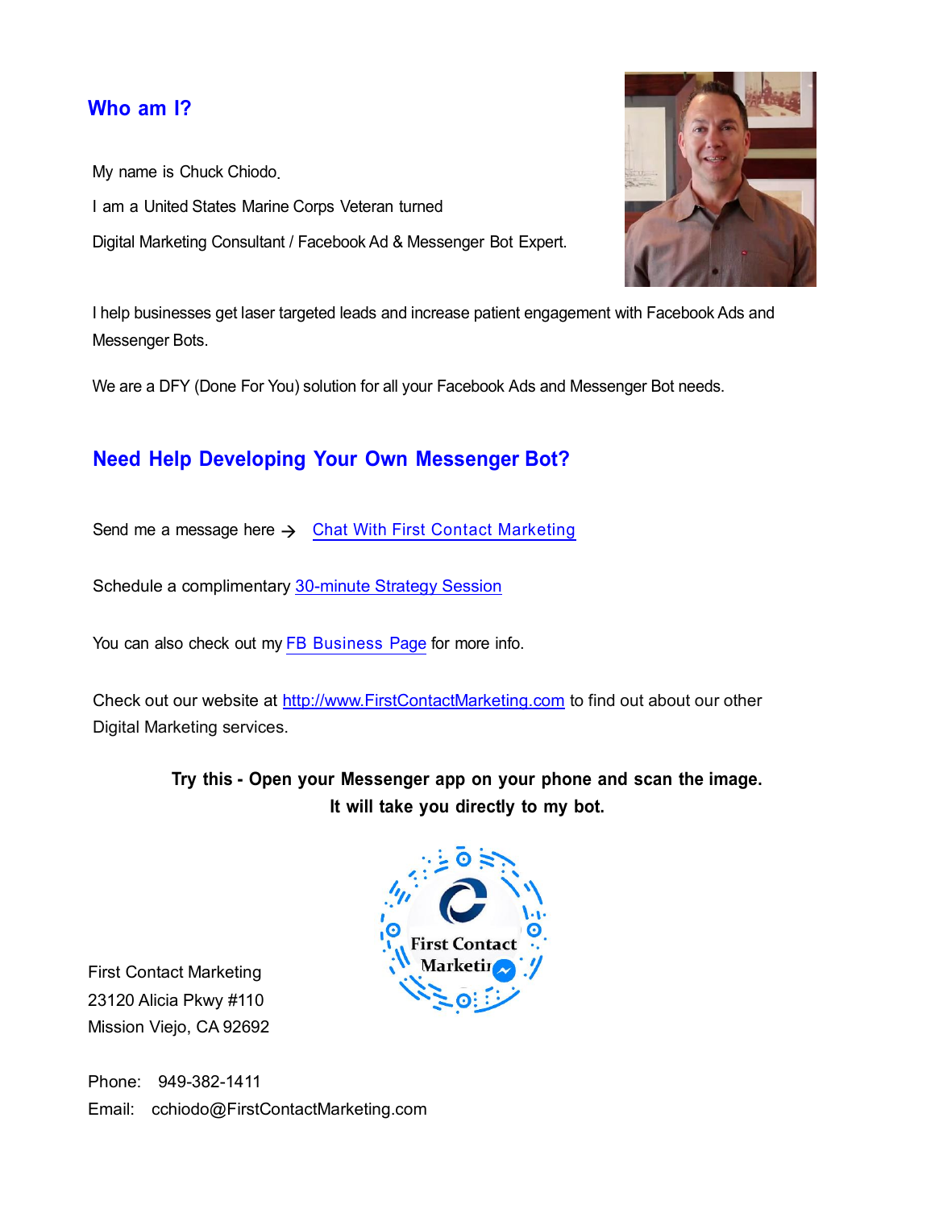## Who am I?

My name is Chuck Chiodo.

I am a United States Marine Corps Veteran turned

Digital Marketing Consultant / Facebook Ad & Messenger Bot Expert.

I help businesses get laser targeted leads and increase patient engagement with Facebook Ads and Messenger Bots.

We are a DFY (Done For You) solution for all your Facebook Ads and Messenger Bot needs.

## Need Help Developing Your Own Messenger Bot?

Send me a message here → Chat With First Contact Marketing

Schedule a complimentary 30-minute Strategy Session

You can also check out my FB Business Page for more info.

Check out our website at http://www.FirstContactMarketing.com to find out about our other Digital Marketing services.

**Try this - Open your Messenger app on your phone and scan the image. It will take you directly to my bot.**

First Contact Marketing
23120 Alicia Pkwy #110
Mission Viejo, CA 92692

Phone: 949-382-1411
Email: cchiodo@FirstContactMarketing.com